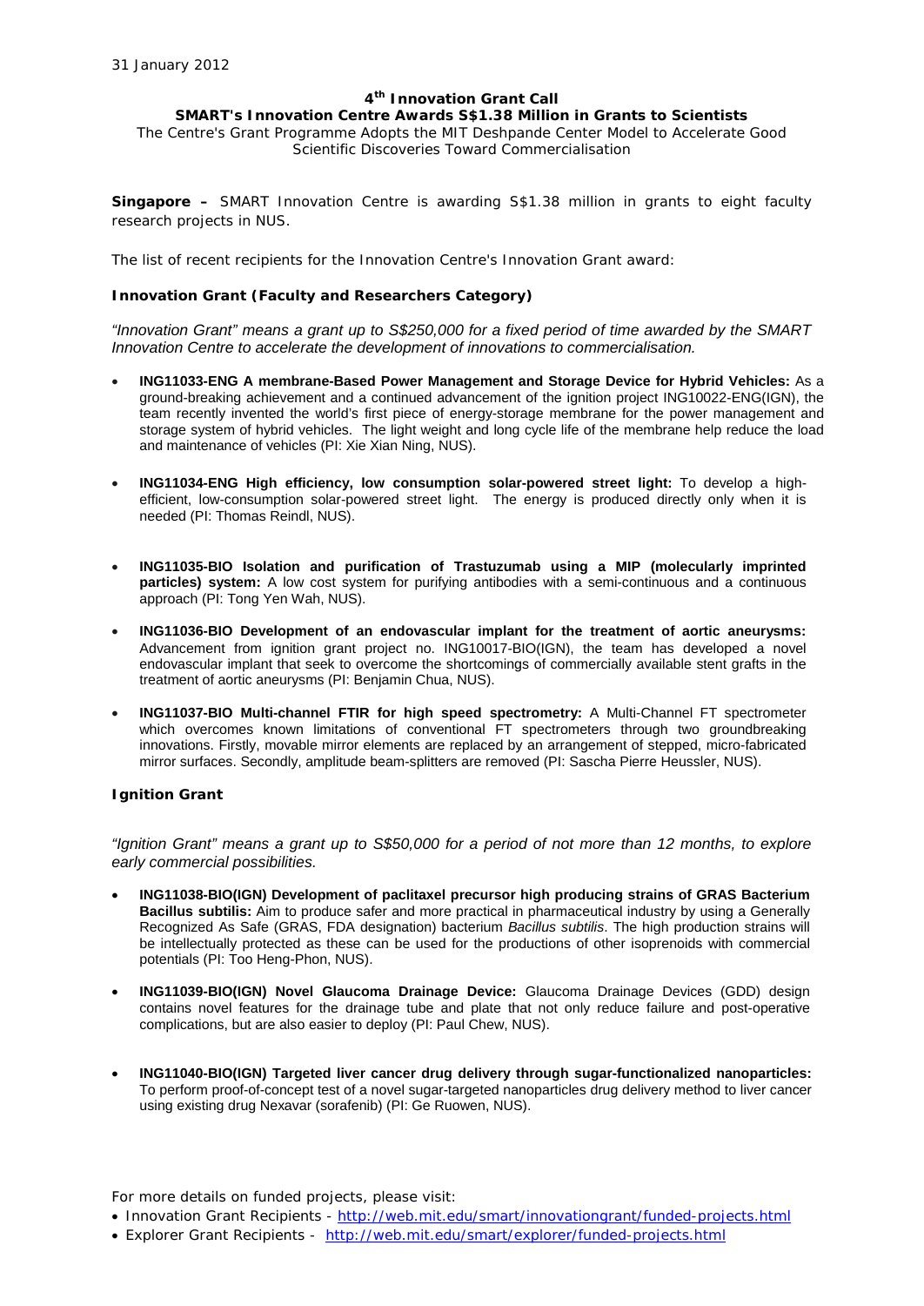31 January 2012

# 4th Innovation Grant Call

## SMART's Innovation Centre Awards S$1.38 Million in Grants to Scientists

The Centre's Grant Programme Adopts the MIT Deshpande Center Model to Accelerate Good Scientific Discoveries Toward Commercialisation

**Singapore –** SMART Innovation Centre is awarding S$1.38 million in grants to eight faculty research projects in NUS.

The list of recent recipients for the Innovation Centre's Innovation Grant award:

### Innovation Grant (Faculty and Researchers Category)

*"Innovation Grant" means a grant up to S$250,000 for a fixed period of time awarded by the SMART Innovation Centre to accelerate the development of innovations to commercialisation.*

- **ING11033-ENG A membrane-Based Power Management and Storage Device for Hybrid Vehicles:** As a ground-breaking achievement and a continued advancement of the ignition project ING10022-ENG(IGN), the team recently invented the world's first piece of energy-storage membrane for the power management and storage system of hybrid vehicles. The light weight and long cycle life of the membrane help reduce the load and maintenance of vehicles (PI: Xie Xian Ning, NUS).

- **ING11034-ENG High efficiency, low consumption solar-powered street light:** To develop a high-efficient, low-consumption solar-powered street light. The energy is produced directly only when it is needed (PI: Thomas Reindl, NUS).

- **ING11035-BIO Isolation and purification of Trastuzumab using a MIP (molecularly imprinted particles) system:** A low cost system for purifying antibodies with a semi-continuous and a continuous approach (PI: Tong Yen Wah, NUS).

- **ING11036-BIO Development of an endovascular implant for the treatment of aortic aneurysms:** Advancement from ignition grant project no. ING10017-BIO(IGN), the team has developed a novel endovascular implant that seek to overcome the shortcomings of commercially available stent grafts in the treatment of aortic aneurysms (PI: Benjamin Chua, NUS).

- **ING11037-BIO Multi-channel FTIR for high speed spectrometry:** A Multi-Channel FT spectrometer which overcomes known limitations of conventional FT spectrometers through two groundbreaking innovations. Firstly, movable mirror elements are replaced by an arrangement of stepped, micro-fabricated mirror surfaces. Secondly, amplitude beam-splitters are removed (PI: Sascha Pierre Heussler, NUS).

### Ignition Grant

*"Ignition Grant" means a grant up to S$50,000 for a period of not more than 12 months, to explore early commercial possibilities.*

- **ING11038-BIO(IGN) Development of paclitaxel precursor high producing strains of GRAS Bacterium Bacillus subtilis:** Aim to produce safer and more practical in pharmaceutical industry by using a Generally Recognized As Safe (GRAS, FDA designation) bacterium *Bacillus subtilis*. The high production strains will be intellectually protected as these can be used for the productions of other isoprenoids with commercial potentials (PI: Too Heng-Phon, NUS).

- **ING11039-BIO(IGN) Novel Glaucoma Drainage Device:** Glaucoma Drainage Devices (GDD) design contains novel features for the drainage tube and plate that not only reduce failure and post-operative complications, but are also easier to deploy (PI: Paul Chew, NUS).

- **ING11040-BIO(IGN) Targeted liver cancer drug delivery through sugar-functionalized nanoparticles:** To perform proof-of-concept test of a novel sugar-targeted nanoparticles drug delivery method to liver cancer using existing drug Nexavar (sorafenib) (PI: Ge Ruowen, NUS).

For more details on funded projects, please visit:

- Innovation Grant Recipients - http://web.mit.edu/smart/innovationgrant/funded-projects.html
- Explorer Grant Recipients - http://web.mit.edu/smart/explorer/funded-projects.html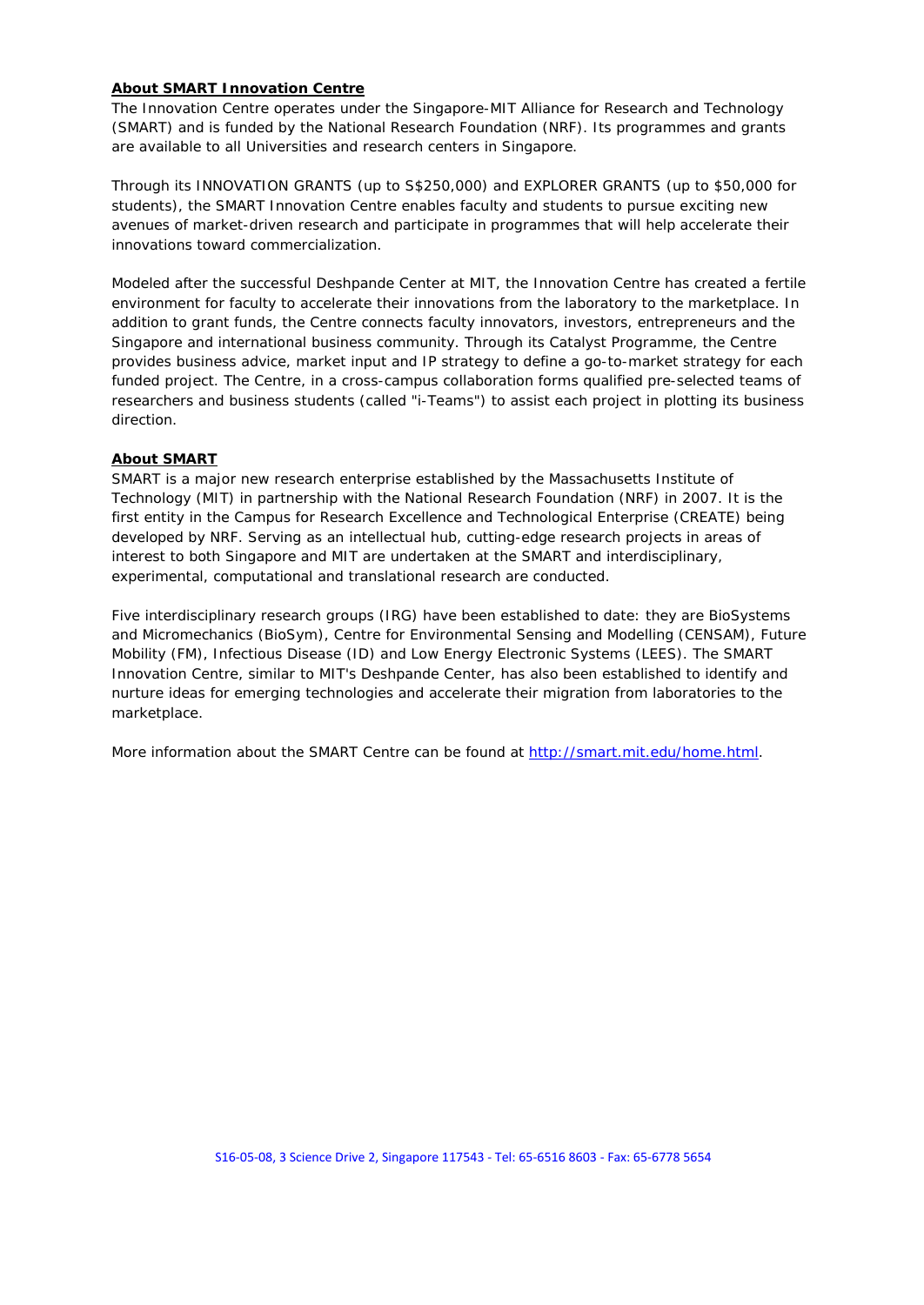**About SMART Innovation Centre**

The Innovation Centre operates under the Singapore-MIT Alliance for Research and Technology (SMART) and is funded by the National Research Foundation (NRF). Its programmes and grants are available to all Universities and research centers in Singapore.

Through its INNOVATION GRANTS (up to S$250,000) and EXPLORER GRANTS (up to $50,000 for students), the SMART Innovation Centre enables faculty and students to pursue exciting new avenues of market-driven research and participate in programmes that will help accelerate their innovations toward commercialization.

Modeled after the successful Deshpande Center at MIT, the Innovation Centre has created a fertile environment for faculty to accelerate their innovations from the laboratory to the marketplace. In addition to grant funds, the Centre connects faculty innovators, investors, entrepreneurs and the Singapore and international business community. Through its Catalyst Programme, the Centre provides business advice, market input and IP strategy to define a go-to-market strategy for each funded project. The Centre, in a cross-campus collaboration forms qualified pre-selected teams of researchers and business students (called "i-Teams") to assist each project in plotting its business direction.

**About SMART**

SMART is a major new research enterprise established by the Massachusetts Institute of Technology (MIT) in partnership with the National Research Foundation (NRF) in 2007. It is the first entity in the Campus for Research Excellence and Technological Enterprise (CREATE) being developed by NRF. Serving as an intellectual hub, cutting-edge research projects in areas of interest to both Singapore and MIT are undertaken at the SMART and interdisciplinary, experimental, computational and translational research are conducted.

Five interdisciplinary research groups (IRG) have been established to date: they are BioSystems and Micromechanics (BioSym), Centre for Environmental Sensing and Modelling (CENSAM), Future Mobility (FM), Infectious Disease (ID) and Low Energy Electronic Systems (LEES). The SMART Innovation Centre, similar to MIT's Deshpande Center, has also been established to identify and nurture ideas for emerging technologies and accelerate their migration from laboratories to the marketplace.

More information about the SMART Centre can be found at http://smart.mit.edu/home.html.

S16-05-08, 3 Science Drive 2, Singapore 117543 - Tel: 65-6516 8603 - Fax: 65-6778 5654